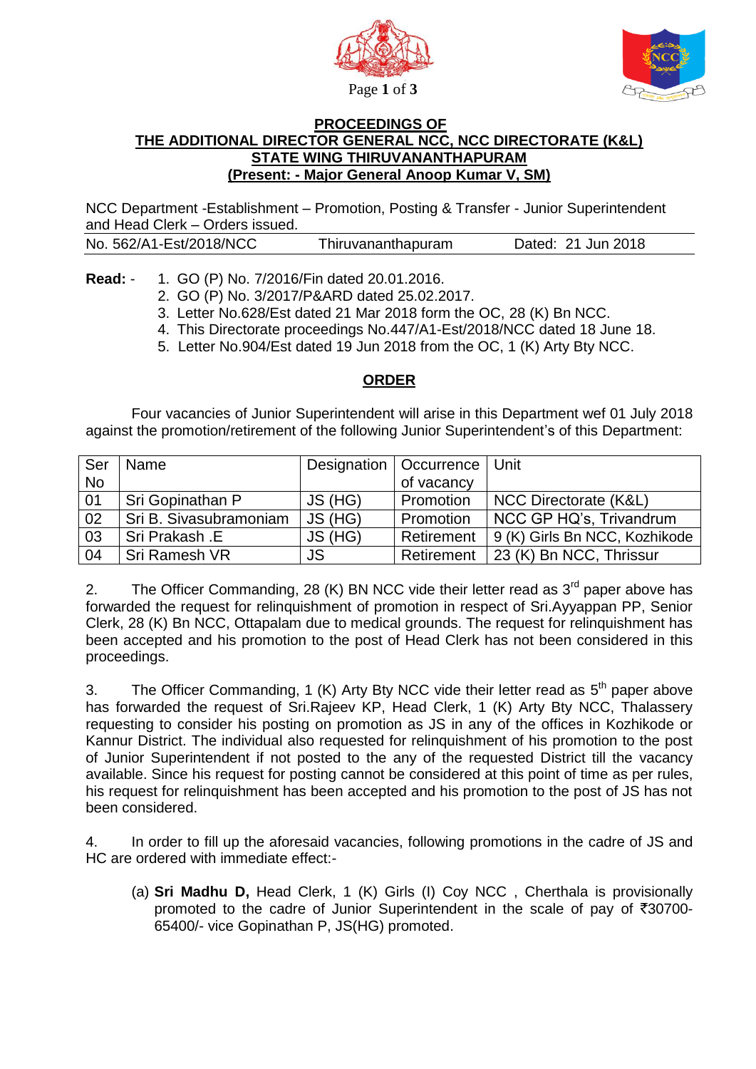**PROCEEDINGS OF**
**THE ADDITIONAL DIRECTOR GENERAL NCC, NCC DIRECTORATE (K&L)**
**STATE WING THIRUVANANTHAPURAM**
**(Present: - Major General Anoop Kumar V, SM)**

NCC Department -Establishment – Promotion, Posting & Transfer - Junior Superintendent and Head Clerk – Orders issued.

No. 562/A1-Est/2018/NCC Thiruvananthapuram Dated: 21 Jun 2018

**Read:** -

1. GO (P) No. 7/2016/Fin dated 20.01.2016.
2. GO (P) No. 3/2017/P&ARD dated 25.02.2017.
3. Letter No.628/Est dated 21 Mar 2018 form the OC, 28 (K) Bn NCC.
4. This Directorate proceedings No.447/A1-Est/2018/NCC dated 18 June 18.
5. Letter No.904/Est dated 19 Jun 2018 from the OC, 1 (K) Arty Bty NCC.

## ORDER

Four vacancies of Junior Superintendent will arise in this Department wef 01 July 2018 against the promotion/retirement of the following Junior Superintendent's of this Department:

| Ser No | Name | Designation | Occurrence of vacancy | Unit |
|---|---|---|---|---|
| 01 | Sri Gopinathan P | JS (HG) | Promotion | NCC Directorate (K&L) |
| 02 | Sri B. Sivasubramoniam | JS (HG) | Promotion | NCC GP HQ's, Trivandrum |
| 03 | Sri Prakash .E | JS (HG) | Retirement | 9 (K) Girls Bn NCC, Kozhikode |
| 04 | Sri Ramesh VR | JS | Retirement | 23 (K) Bn NCC, Thrissur |

2. The Officer Commanding, 28 (K) BN NCC vide their letter read as 3rd paper above has forwarded the request for relinquishment of promotion in respect of Sri.Ayyappan PP, Senior Clerk, 28 (K) Bn NCC, Ottapalam due to medical grounds. The request for relinquishment has been accepted and his promotion to the post of Head Clerk has not been considered in this proceedings.

3. The Officer Commanding, 1 (K) Arty Bty NCC vide their letter read as 5th paper above has forwarded the request of Sri.Rajeev KP, Head Clerk, 1 (K) Arty Bty NCC, Thalassery requesting to consider his posting on promotion as JS in any of the offices in Kozhikode or Kannur District. The individual also requested for relinquishment of his promotion to the post of Junior Superintendent if not posted to the any of the requested District till the vacancy available. Since his request for posting cannot be considered at this point of time as per rules, his request for relinquishment has been accepted and his promotion to the post of JS has not been considered.

4. In order to fill up the aforesaid vacancies, following promotions in the cadre of JS and HC are ordered with immediate effect:-

(a) **Sri Madhu D,** Head Clerk, 1 (K) Girls (I) Coy NCC , Cherthala is provisionally promoted to the cadre of Junior Superintendent in the scale of pay of ₹30700-65400/- vice Gopinathan P, JS(HG) promoted.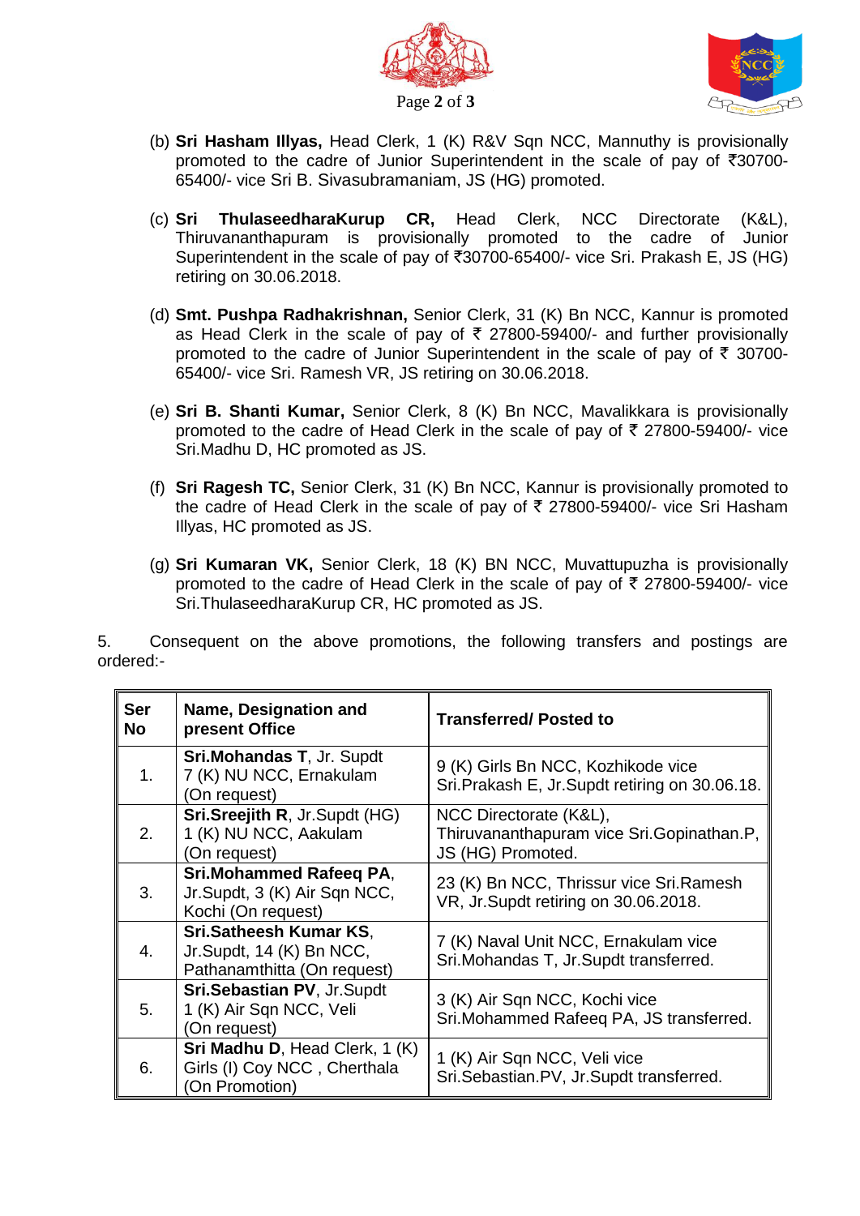(b) **Sri Hasham Illyas,** Head Clerk, 1 (K) R&V Sqn NCC, Mannuthy is provisionally promoted to the cadre of Junior Superintendent in the scale of pay of ₹30700-65400/- vice Sri B. Sivasubramaniam, JS (HG) promoted.

(c) **Sri ThulaseedharaKurup CR,** Head Clerk, NCC Directorate (K&L), Thiruvananthapuram is provisionally promoted to the cadre of Junior Superintendent in the scale of pay of ₹30700-65400/- vice Sri. Prakash E, JS (HG) retiring on 30.06.2018.

(d) **Smt. Pushpa Radhakrishnan,** Senior Clerk, 31 (K) Bn NCC, Kannur is promoted as Head Clerk in the scale of pay of ₹ 27800-59400/- and further provisionally promoted to the cadre of Junior Superintendent in the scale of pay of ₹ 30700-65400/- vice Sri. Ramesh VR, JS retiring on 30.06.2018.

(e) **Sri B. Shanti Kumar,** Senior Clerk, 8 (K) Bn NCC, Mavalikkara is provisionally promoted to the cadre of Head Clerk in the scale of pay of ₹ 27800-59400/- vice Sri.Madhu D, HC promoted as JS.

(f) **Sri Ragesh TC,** Senior Clerk, 31 (K) Bn NCC, Kannur is provisionally promoted to the cadre of Head Clerk in the scale of pay of ₹ 27800-59400/- vice Sri Hasham Illyas, HC promoted as JS.

(g) **Sri Kumaran VK,** Senior Clerk, 18 (K) BN NCC, Muvattupuzha is provisionally promoted to the cadre of Head Clerk in the scale of pay of ₹ 27800-59400/- vice Sri.ThulaseedharaKurup CR, HC promoted as JS.

5. Consequent on the above promotions, the following transfers and postings are ordered:-

| Ser No | Name, Designation and present Office | Transferred/ Posted to |
|---|---|---|
| 1. | **Sri.Mohandas T**, Jr. Supdt 7 (K) NU NCC, Ernakulam (On request) | 9 (K) Girls Bn NCC, Kozhikode vice Sri.Prakash E, Jr.Supdt retiring on 30.06.18. |
| 2. | **Sri.Sreejith R**, Jr.Supdt (HG) 1 (K) NU NCC, Aakulam (On request) | NCC Directorate (K&L), Thiruvananthapuram vice Sri.Gopinathan.P, JS (HG) Promoted. |
| 3. | **Sri.Mohammed Rafeeq PA**, Jr.Supdt, 3 (K) Air Sqn NCC, Kochi (On request) | 23 (K) Bn NCC, Thrissur vice Sri.Ramesh VR, Jr.Supdt retiring on 30.06.2018. |
| 4. | **Sri.Satheesh Kumar KS**, Jr.Supdt, 14 (K) Bn NCC, Pathanamthitta (On request) | 7 (K) Naval Unit NCC, Ernakulam vice Sri.Mohandas T, Jr.Supdt transferred. |
| 5. | **Sri.Sebastian PV**, Jr.Supdt 1 (K) Air Sqn NCC, Veli (On request) | 3 (K) Air Sqn NCC, Kochi vice Sri.Mohammed Rafeeq PA, JS transferred. |
| 6. | **Sri Madhu D**, Head Clerk, 1 (K) Girls (I) Coy NCC , Cherthala (On Promotion) | 1 (K) Air Sqn NCC, Veli vice Sri.Sebastian.PV, Jr.Supdt transferred. |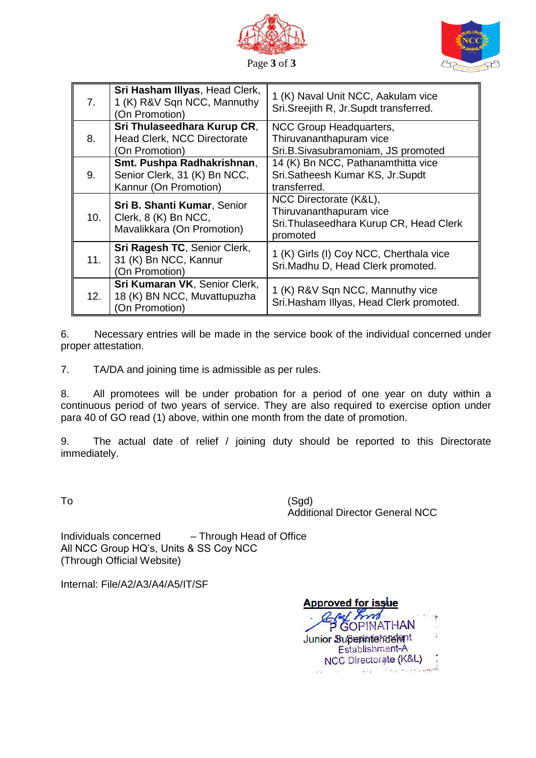| | | |
|---|---|---|
| 7. | **Sri Hasham Illyas**, Head Clerk, 1 (K) R&V Sqn NCC, Mannuthy (On Promotion) | 1 (K) Naval Unit NCC, Aakulam vice Sri.Sreejith R, Jr.Supdt transferred. |
| 8. | **Sri Thulaseedhara Kurup CR**, Head Clerk, NCC Directorate (On Promotion) | NCC Group Headquarters, Thiruvananthapuram vice Sri.B.Sivasubramoniam, JS promoted |
| 9. | **Smt. Pushpa Radhakrishnan**, Senior Clerk, 31 (K) Bn NCC, Kannur (On Promotion) | 14 (K) Bn NCC, Pathanamthitta vice Sri.Satheesh Kumar KS, Jr.Supdt transferred. |
| 10. | **Sri B. Shanti Kumar**, Senior Clerk, 8 (K) Bn NCC, Mavalikkara (On Promotion) | NCC Directorate (K&L), Thiruvananthapuram vice Sri.Thulaseedhara Kurup CR, Head Clerk promoted |
| 11. | **Sri Ragesh TC**, Senior Clerk, 31 (K) Bn NCC, Kannur (On Promotion) | 1 (K) Girls (I) Coy NCC, Cherthala vice Sri.Madhu D, Head Clerk promoted. |
| 12. | **Sri Kumaran VK**, Senior Clerk, 18 (K) BN NCC, Muvattupuzha (On Promotion) | 1 (K) R&V Sqn NCC, Mannuthy vice Sri.Hasham Illyas, Head Clerk promoted. |

6. Necessary entries will be made in the service book of the individual concerned under proper attestation.

7. TA/DA and joining time is admissible as per rules.

8. All promotees will be under probation for a period of one year on duty within a continuous period of two years of service. They are also required to exercise option under para 40 of GO read (1) above, within one month from the date of promotion.

9. The actual date of relief / joining duty should be reported to this Directorate immediately.

To

(Sgd)
Additional Director General NCC

Individuals concerned – Through Head of Office
All NCC Group HQ's, Units & SS Coy NCC
(Through Official Website)

Internal: File/A2/A3/A4/A5/IT/SF

**Approved for issue**
P GOPINATHAN
Junior Superintendent
Establishment-A
NCC Directorate (K&L)